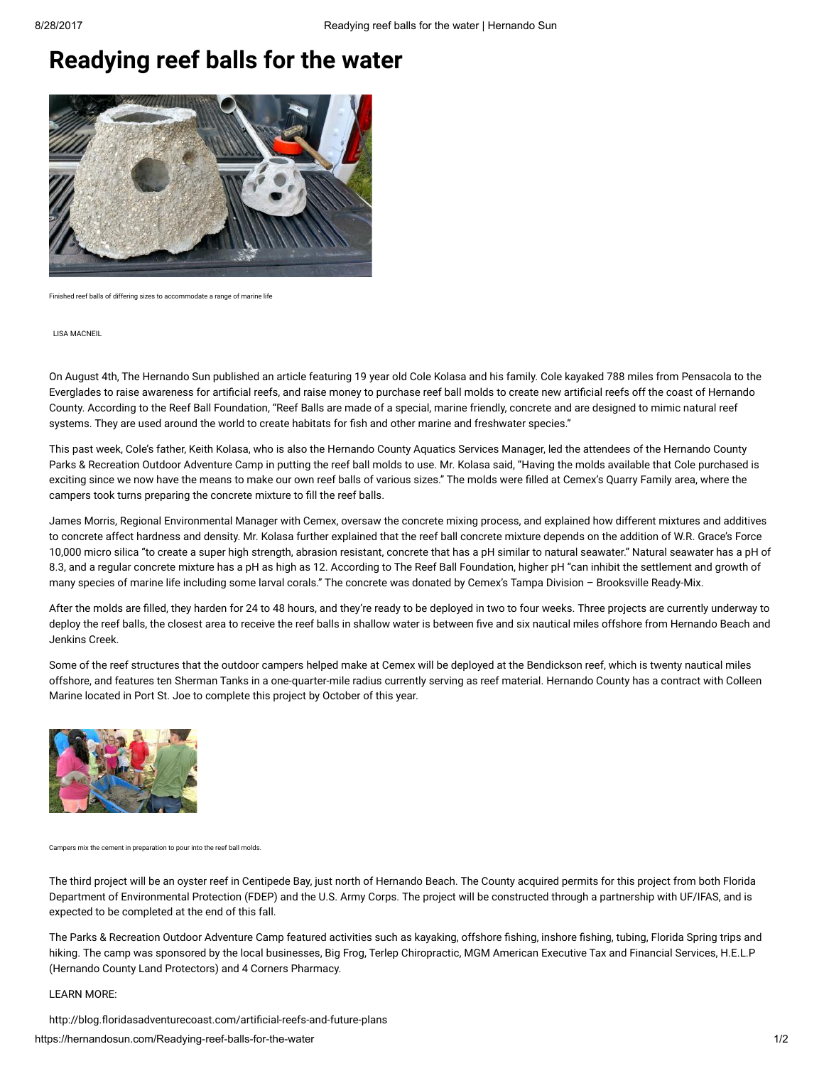# Readying reef balls for the water

Finished reef balls of differing sizes to accommodate a range of marine life

LISA MACNEIL

On August 4th, The Hernando Sun published an article featuring 19 year old Cole Kolasa and his family. Cole kayaked 788 miles from Pensacola to the Everglades to raise awareness for artificial reefs, and raise money to purchase reef ball molds to create new artificial reefs off the coast of Hernando County. According to the Reef Ball Foundation, "Reef Balls are made of a special, marine friendly, concrete and are designed to mimic natural reef systems. They are used around the world to create habitats for fish and other marine and freshwater species."

This past week, Cole's father, Keith Kolasa, who is also the Hernando County Aquatics Services Manager, led the attendees of the Hernando County Parks & Recreation Outdoor Adventure Camp in putting the reef ball molds to use. Mr. Kolasa said, "Having the molds available that Cole purchased is exciting since we now have the means to make our own reef balls of various sizes." The molds were filled at Cemex's Quarry Family area, where the campers took turns preparing the concrete mixture to fill the reef balls.

James Morris, Regional Environmental Manager with Cemex, oversaw the concrete mixing process, and explained how different mixtures and additives to concrete affect hardness and density. Mr. Kolasa further explained that the reef ball concrete mixture depends on the addition of W.R. Grace's Force 10,000 micro silica "to create a super high strength, abrasion resistant, concrete that has a pH similar to natural seawater." Natural seawater has a pH of 8.3, and a regular concrete mixture has a pH as high as 12. According to The Reef Ball Foundation, higher pH "can inhibit the settlement and growth of many species of marine life including some larval corals." The concrete was donated by Cemex's Tampa Division – Brooksville Ready-Mix.

After the molds are filled, they harden for 24 to 48 hours, and they're ready to be deployed in two to four weeks. Three projects are currently underway to deploy the reef balls, the closest area to receive the reef balls in shallow water is between five and six nautical miles offshore from Hernando Beach and Jenkins Creek.

Some of the reef structures that the outdoor campers helped make at Cemex will be deployed at the Bendickson reef, which is twenty nautical miles offshore, and features ten Sherman Tanks in a one-quarter-mile radius currently serving as reef material. Hernando County has a contract with Colleen Marine located in Port St. Joe to complete this project by October of this year.

Campers mix the cement in preparation to pour into the reef ball molds.

The third project will be an oyster reef in Centipede Bay, just north of Hernando Beach. The County acquired permits for this project from both Florida Department of Environmental Protection (FDEP) and the U.S. Army Corps. The project will be constructed through a partnership with UF/IFAS, and is expected to be completed at the end of this fall.

The Parks & Recreation Outdoor Adventure Camp featured activities such as kayaking, offshore fishing, inshore fishing, tubing, Florida Spring trips and hiking. The camp was sponsored by the local businesses, Big Frog, Terlep Chiropractic, MGM American Executive Tax and Financial Services, H.E.L.P (Hernando County Land Protectors) and 4 Corners Pharmacy.

LEARN MORE:

http://blog.floridasadventurecoast.com/artificial-reefs-and-future-plans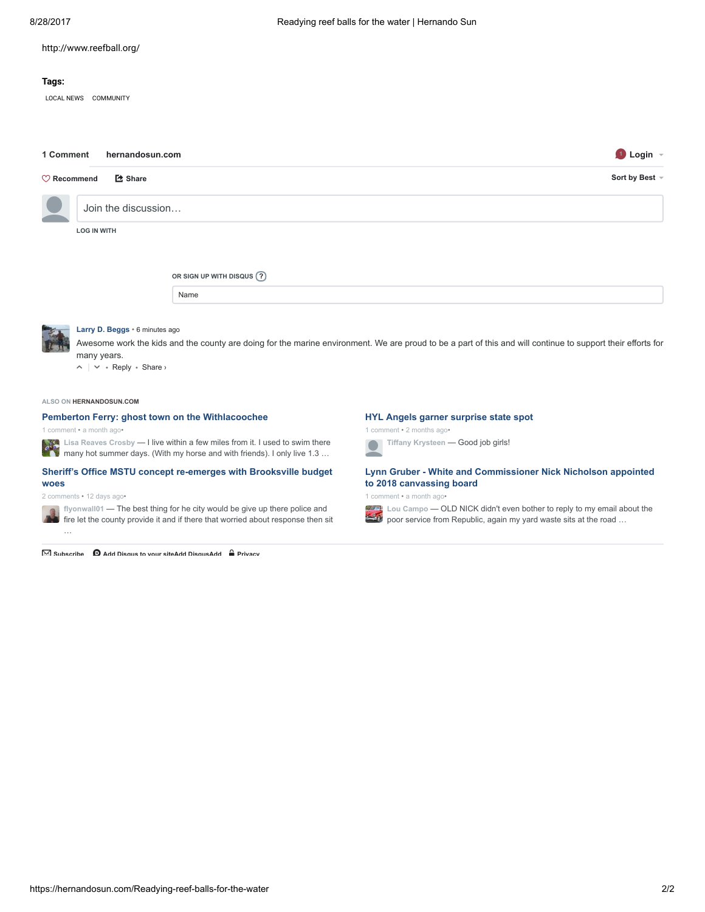http://www.reefball.org/

**Tags:**

LOCAL NEWS COMMUNITY

**1 Comment** **hernandosun.com** **Login**

Recommend Share Sort by Best

Join the discussion…

LOG IN WITH

OR SIGN UP WITH DISQUS ?

Name

**Larry D. Beggs** • 6 minutes ago

Awesome work the kids and the county are doing for the marine environment. We are proud to be a part of this and will continue to support their efforts for many years.

Reply • Share ›

ALSO ON **HERNANDOSUN.COM**

**Pemberton Ferry: ghost town on the Withlacoochee**

1 comment • a month ago•

Lisa Reaves Crosby — I live within a few miles from it. I used to swim there many hot summer days. (With my horse and with friends). I only live 1.3 …

**HYL Angels garner surprise state spot**

1 comment • 2 months ago•

Tiffany Krysteen — Good job girls!

**Sheriff's Office MSTU concept re-emerges with Brooksville budget woes**

2 comments • 12 days ago•

flyonwall01 — The best thing for he city would be give up there police and fire let the county provide it and if there that worried about response then sit …

**Lynn Gruber - White and Commissioner Nick Nicholson appointed to 2018 canvassing board**

1 comment • a month ago•

Lou Campo — OLD NICK didn't even bother to reply to my email about the poor service from Republic, again my yard waste sits at the road …

Subscribe Add Disqus to your siteAdd DisqusAdd Privacy